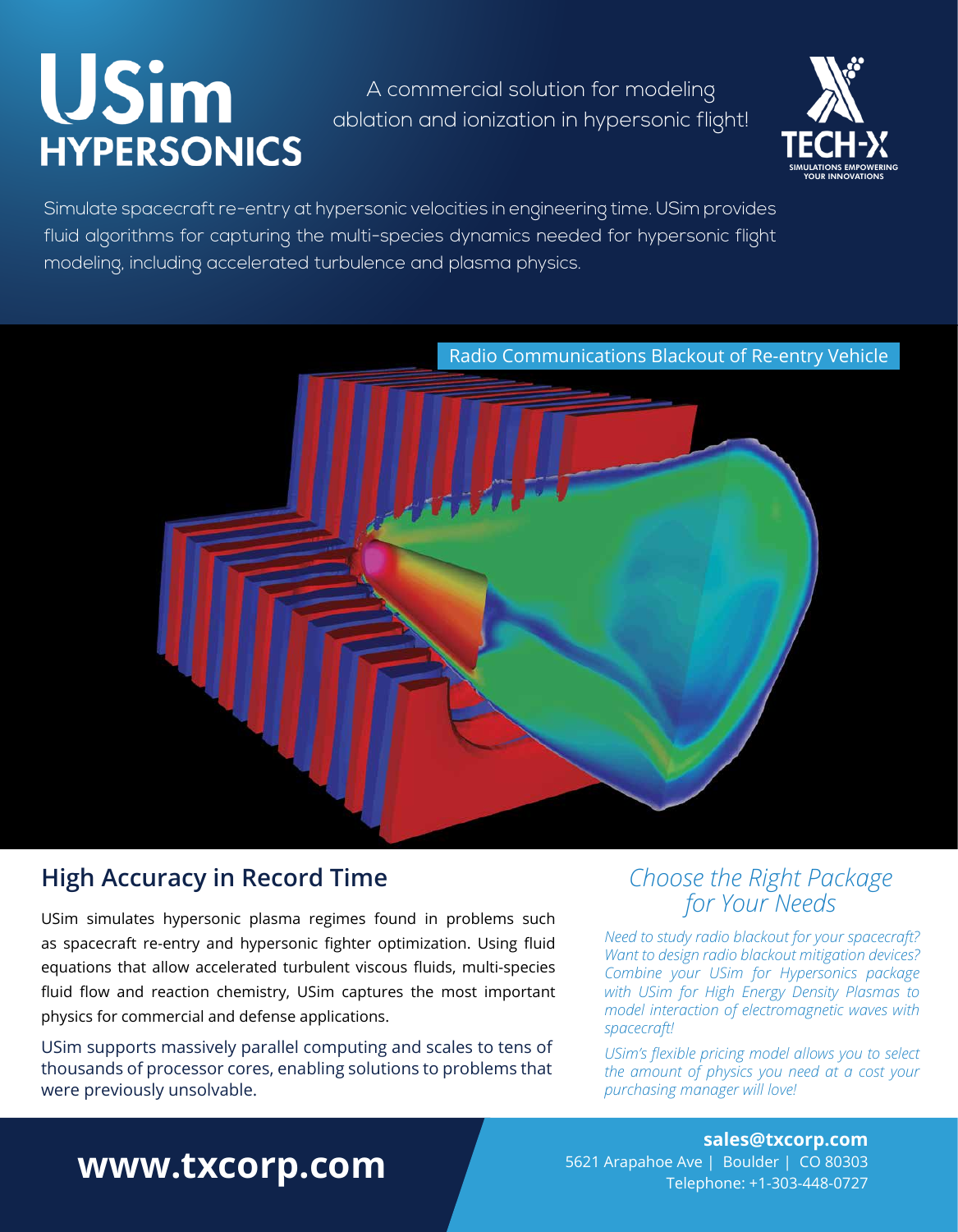# USim HYPERSONICS

A commercial solution for modeling ablation and ionization in hypersonic flight!

TECH-X
SIMULATIONS EMPOWERING YOUR INNOVATIONS

Simulate spacecraft re-entry at hypersonic velocities in engineering time. USim provides fluid algorithms for capturing the multi-species dynamics needed for hypersonic flight modeling, including accelerated turbulence and plasma physics.

Radio Communications Blackout of Re-entry Vehicle

## High Accuracy in Record Time

USim simulates hypersonic plasma regimes found in problems such as spacecraft re-entry and hypersonic fighter optimization. Using fluid equations that allow accelerated turbulent viscous fluids, multi-species fluid flow and reaction chemistry, USim captures the most important physics for commercial and defense applications.

USim supports massively parallel computing and scales to tens of thousands of processor cores, enabling solutions to problems that were previously unsolvable.

## *Choose the Right Package for Your Needs*

*Need to study radio blackout for your spacecraft? Want to design radio blackout mitigation devices? Combine your USim for Hypersonics package with USim for High Energy Density Plasmas to model interaction of electromagnetic waves with spacecraft!*

*USim's flexible pricing model allows you to select the amount of physics you need at a cost your purchasing manager will love!*

**www.txcorp.com**

**sales@txcorp.com**
5621 Arapahoe Ave | Boulder | CO 80303
Telephone: +1-303-448-0727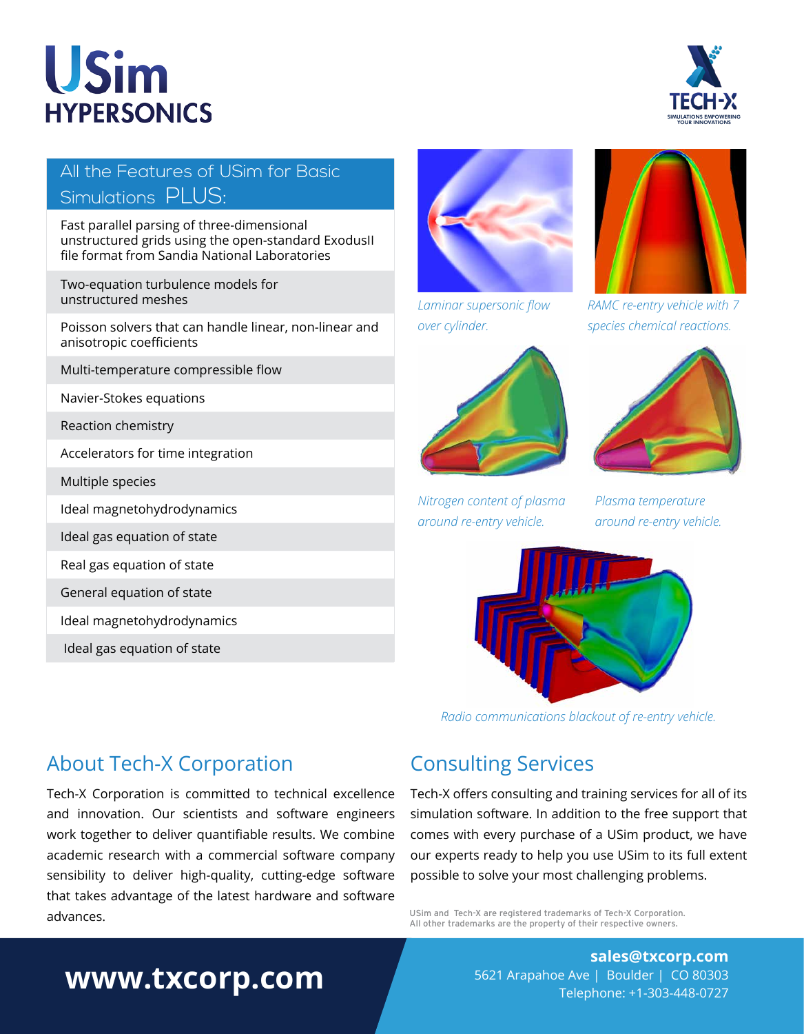# USim HYPERSONICS

TECH-X
SIMULATIONS EMPOWERING YOUR INNOVATIONS

## All the Features of USim for Basic Simulations PLUS:

- Fast parallel parsing of three-dimensional unstructured grids using the open-standard ExodusII file format from Sandia National Laboratories
- Two-equation turbulence models for unstructured meshes
- Poisson solvers that can handle linear, non-linear and anisotropic coefficients
- Multi-temperature compressible flow
- Navier-Stokes equations
- Reaction chemistry
- Accelerators for time integration
- Multiple species
- Ideal magnetohydrodynamics
- Ideal gas equation of state
- Real gas equation of state
- General equation of state
- Ideal magnetohydrodynamics
- Ideal gas equation of state

*Laminar supersonic flow over cylinder.*

*RAMC re-entry vehicle with 7 species chemical reactions.*

*Nitrogen content of plasma around re-entry vehicle.*

*Plasma temperature around re-entry vehicle.*

*Radio communications blackout of re-entry vehicle.*

## About Tech-X Corporation

Tech-X Corporation is committed to technical excellence and innovation. Our scientists and software engineers work together to deliver quantifiable results. We combine academic research with a commercial software company sensibility to deliver high-quality, cutting-edge software that takes advantage of the latest hardware and software advances.

## Consulting Services

Tech-X offers consulting and training services for all of its simulation software. In addition to the free support that comes with every purchase of a USim product, we have our experts ready to help you use USim to its full extent possible to solve your most challenging problems.

USim and Tech-X are registered trademarks of Tech-X Corporation.
All other trademarks are the property of their respective owners.

**www.txcorp.com**

**sales@txcorp.com**
5621 Arapahoe Ave | Boulder | CO 80303
Telephone: +1-303-448-0727